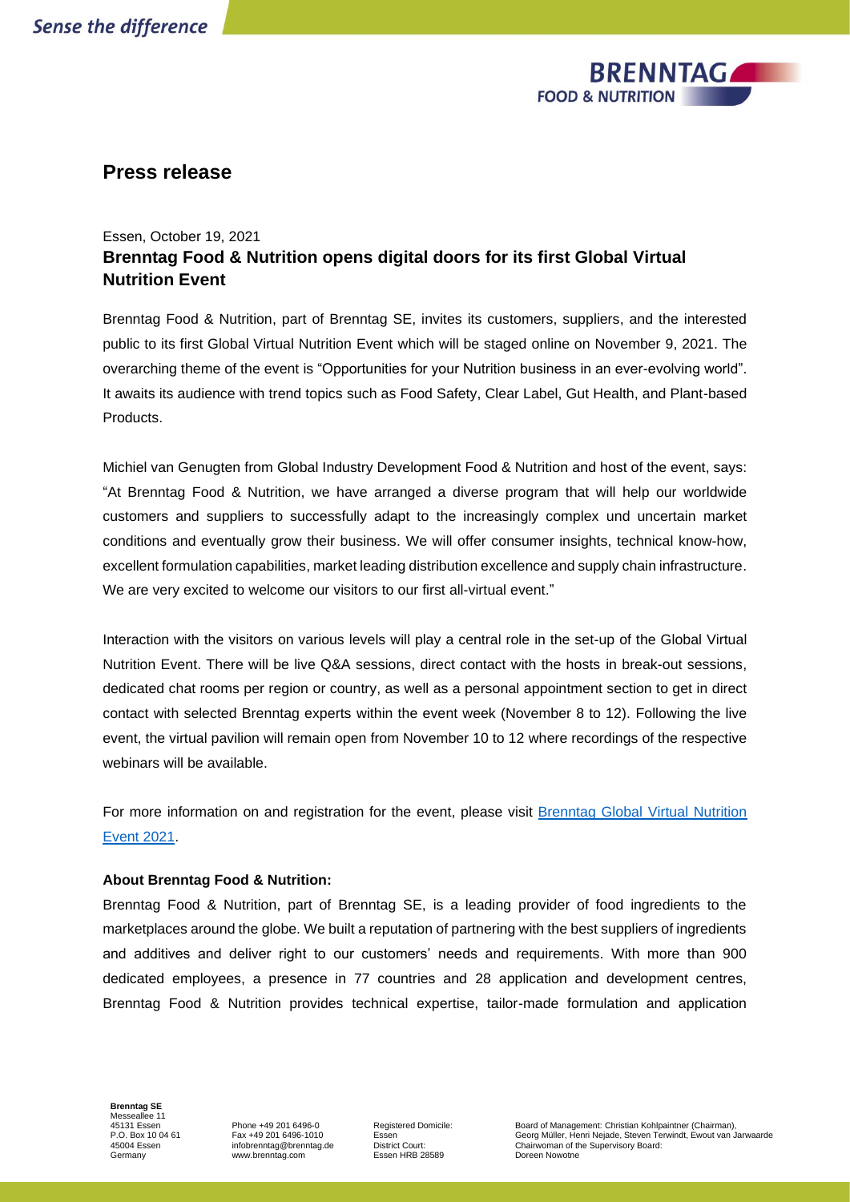# Press release

Essen, October 19, 2021

## Brenntag Food & Nutrition opens digital doors for its first Global Virtual Nutrition Event

Brenntag Food & Nutrition, part of Brenntag SE, invites its customers, suppliers, and the interested public to its first Global Virtual Nutrition Event which will be staged online on November 9, 2021. The overarching theme of the event is "Opportunities for your Nutrition business in an ever-evolving world". It awaits its audience with trend topics such as Food Safety, Clear Label, Gut Health, and Plant-based Products.

Michiel van Genugten from Global Industry Development Food & Nutrition and host of the event, says: "At Brenntag Food & Nutrition, we have arranged a diverse program that will help our worldwide customers and suppliers to successfully adapt to the increasingly complex und uncertain market conditions and eventually grow their business. We will offer consumer insights, technical know-how, excellent formulation capabilities, market leading distribution excellence and supply chain infrastructure. We are very excited to welcome our visitors to our first all-virtual event."

Interaction with the visitors on various levels will play a central role in the set-up of the Global Virtual Nutrition Event. There will be live Q&A sessions, direct contact with the hosts in break-out sessions, dedicated chat rooms per region or country, as well as a personal appointment section to get in direct contact with selected Brenntag experts within the event week (November 8 to 12). Following the live event, the virtual pavilion will remain open from November 10 to 12 where recordings of the respective webinars will be available.

For more information on and registration for the event, please visit Brenntag Global Virtual Nutrition Event 2021.

**About Brenntag Food & Nutrition:**

Brenntag Food & Nutrition, part of Brenntag SE, is a leading provider of food ingredients to the marketplaces around the globe. We built a reputation of partnering with the best suppliers of ingredients and additives and deliver right to our customers' needs and requirements. With more than 900 dedicated employees, a presence in 77 countries and 28 application and development centres, Brenntag Food & Nutrition provides technical expertise, tailor-made formulation and application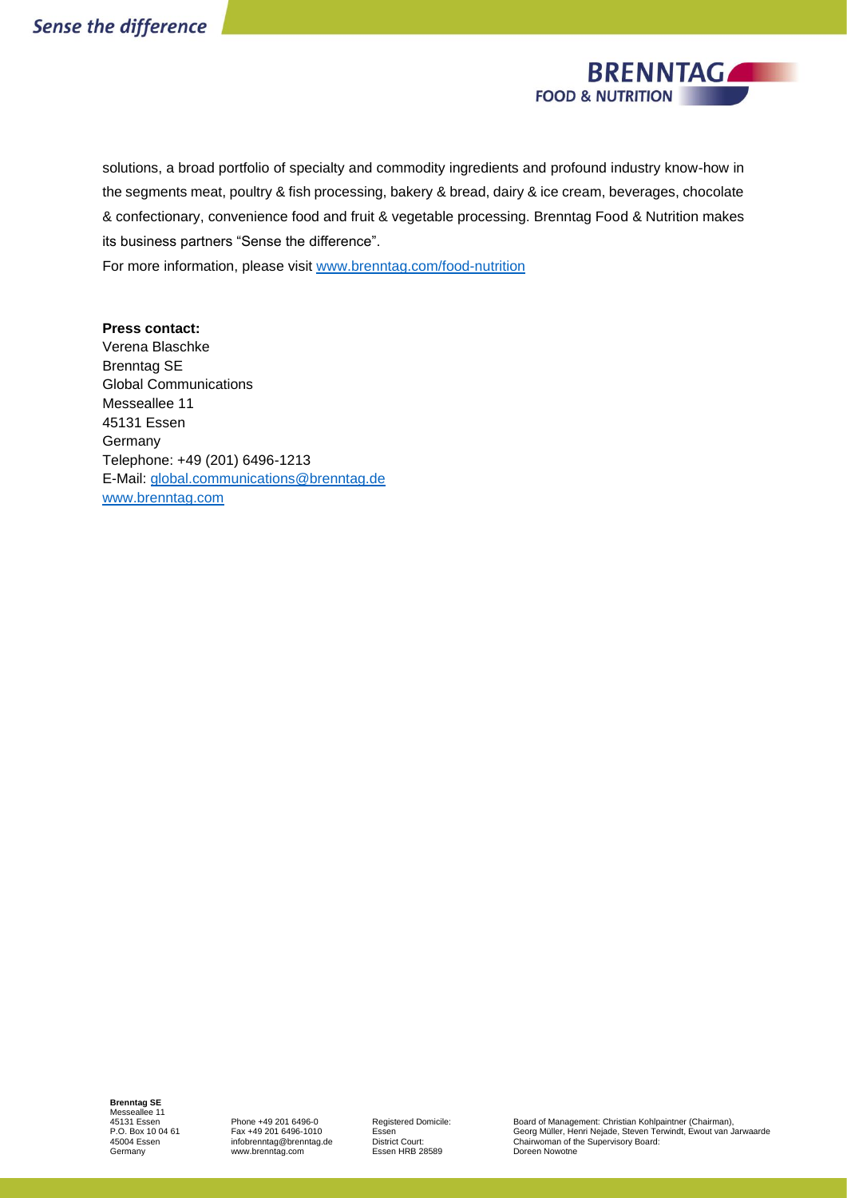solutions, a broad portfolio of specialty and commodity ingredients and profound industry know-how in the segments meat, poultry & fish processing, bakery & bread, dairy & ice cream, beverages, chocolate & confectionary, convenience food and fruit & vegetable processing. Brenntag Food & Nutrition makes its business partners "Sense the difference".

For more information, please visit [www.brenntag.com/food-nutrition](http://www.brenntag.com/food-nutrition)

**Press contact:**
Verena Blaschke
Brenntag SE
Global Communications
Messeallee 11
45131 Essen
Germany
Telephone: +49 (201) 6496-1213
E-Mail: [global.communications@brenntag.de](mailto:global.communications@brenntag.de)
[www.brenntag.com](http://www.brenntag.com)